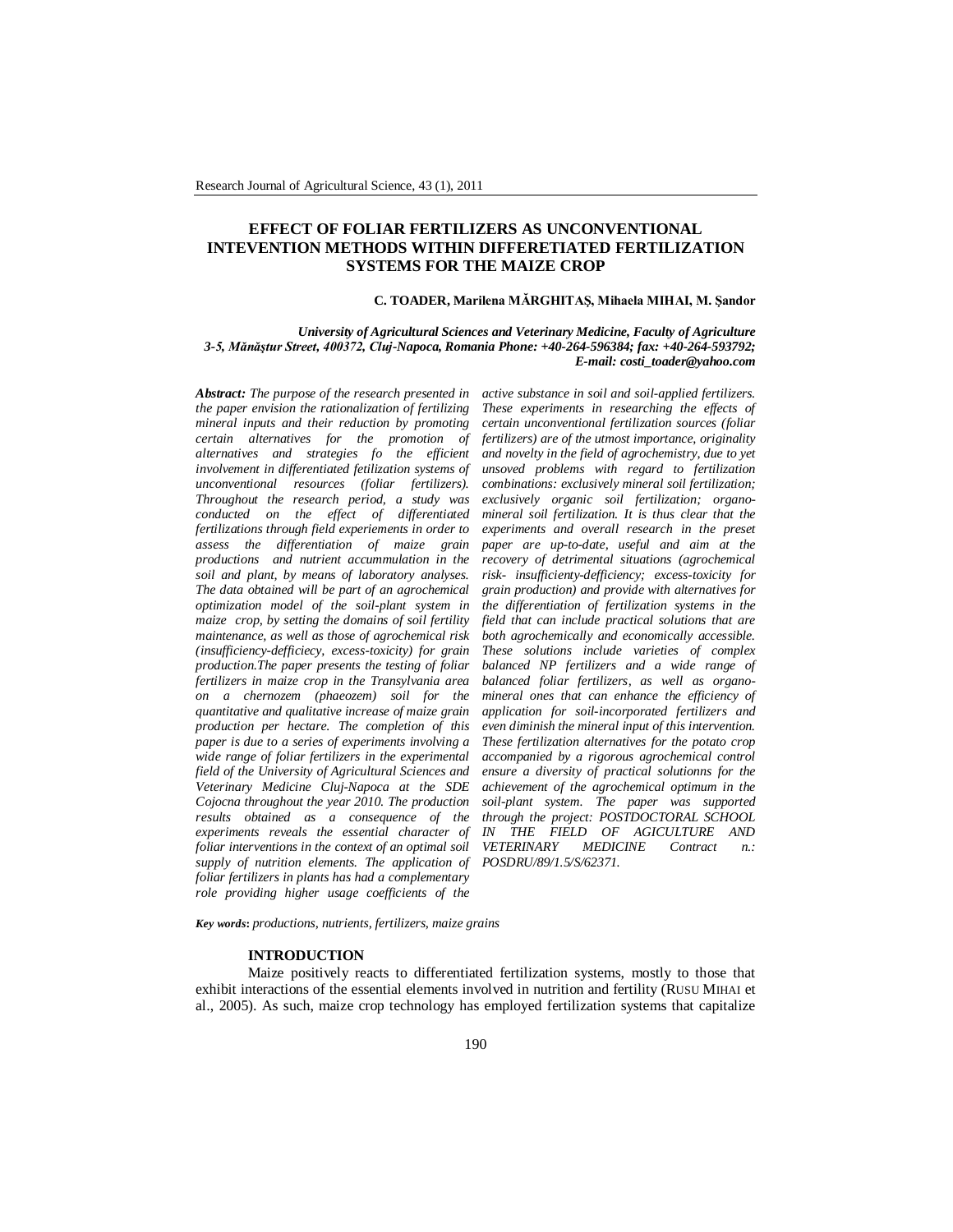# EFFECT OF FOLIAR FERTILIZERS AS UNCONVENTIONAL INTEVENTION METHODS WITHIN DIFFERETIATED FERTILIZATION SYSTEMS FOR THE MAIZE CROP

**C. TOADER, Marilena MĂRGHITAŞ, Mihaela MIHAI, M. Şandor**

***University of Agricultural Sciences and Veterinary Medicine, Faculty of Agriculture 3-5, Mănăştur Street, 400372, Cluj-Napoca, Romania Phone: +40-264-596384; fax: +40-264-593792; E-mail: costi_toader@yahoo.com***

***Abstract:*** *The purpose of the research presented in the paper envision the rationalization of fertilizing mineral inputs and their reduction by promoting certain alternatives for the promotion of alternatives and strategies fo the efficient involvement in differentiated fetilization systems of unconventional resources (foliar fertilizers). Throughout the research period, a study was conducted on the effect of differentiated fertilizations through field experiements in order to assess the differentiation of maize grain productions and nutrient accummulation in the soil and plant, by means of laboratory analyses. The data obtained will be part of an agrochemical optimization model of the soil-plant system in maize crop, by setting the domains of soil fertility maintenance, as well as those of agrochemical risk (insufficiency-defficiecy, excess-toxicity) for grain production.The paper presents the testing of foliar fertilizers in maize crop in the Transylvania area on a chernozem (phaeozem) soil for the quantitative and qualitative increase of maize grain production per hectare. The completion of this paper is due to a series of experiments involving a wide range of foliar fertilizers in the experimental field of the University of Agricultural Sciences and Veterinary Medicine Cluj-Napoca at the SDE Cojocna throughout the year 2010. The production results obtained as a consequence of the experiments reveals the essential character of foliar interventions in the context of an optimal soil supply of nutrition elements. The application of foliar fertilizers in plants has had a complementary role providing higher usage coefficients of the active substance in soil and soil-applied fertilizers. These experiments in researching the effects of certain unconventional fertilization sources (foliar fertilizers) are of the utmost importance, originality and novelty in the field of agrochemistry, due to yet unsoved problems with regard to fertilization combinations: exclusively mineral soil fertilization; exclusively organic soil fertilization; organo-mineral soil fertilization. It is thus clear that the experiments and overall research in the preset paper are up-to-date, useful and aim at the recovery of detrimental situations (agrochemical risk- insufficienty-defficiency; excess-toxicity for grain production) and provide with alternatives for the differentiation of fertilization systems in the field that can include practical solutions that are both agrochemically and economically accessible. These solutions include varieties of complex balanced NP fertilizers and a wide range of balanced foliar fertilizers, as well as organo-mineral ones that can enhance the efficiency of application for soil-incorporated fertilizers and even diminish the mineral input of this intervention. These fertilization alternatives for the potato crop accompanied by a rigorous agrochemical control ensure a diversity of practical solutionns for the achievement of the agrochemical optimum in the soil-plant system. The paper was supported through the project: POSTDOCTORAL SCHOOL IN THE FIELD OF AGICULTURE AND VETERINARY MEDICINE Contract n.: POSDRU/89/1.5/S/62371.*

***Key words*****:** *productions, nutrients, fertilizers, maize grains*

## INTRODUCTION

Maize positively reacts to differentiated fertilization systems, mostly to those that exhibit interactions of the essential elements involved in nutrition and fertility (RUSU MIHAI et al., 2005). As such, maize crop technology has employed fertilization systems that capitalize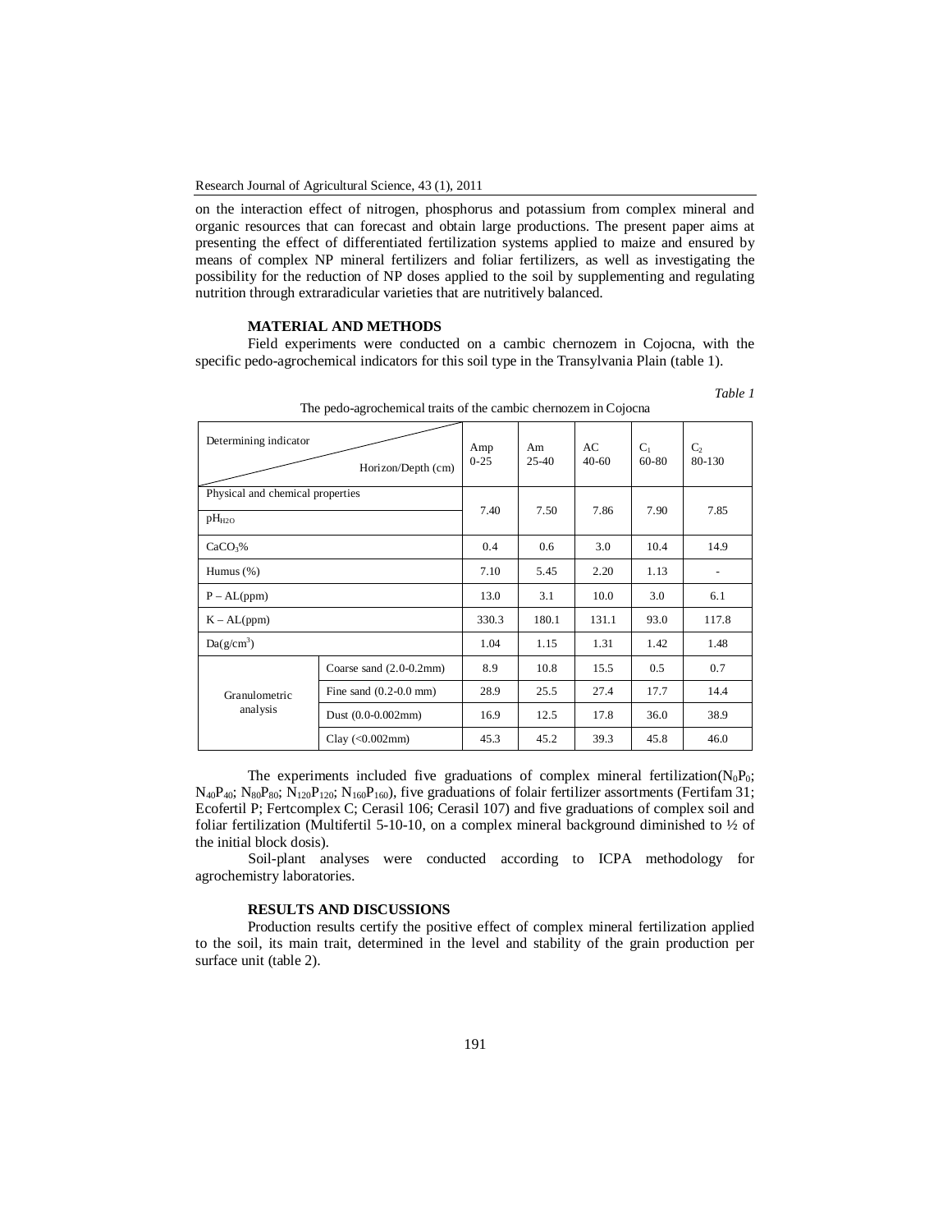on the interaction effect of nitrogen, phosphorus and potassium from complex mineral and organic resources that can forecast and obtain large productions. The present paper aims at presenting the effect of differentiated fertilization systems applied to maize and ensured by means of complex NP mineral fertilizers and foliar fertilizers, as well as investigating the possibility for the reduction of NP doses applied to the soil by supplementing and regulating nutrition through extraradicular varieties that are nutritively balanced.

## MATERIAL AND METHODS

Field experiments were conducted on a cambic chernozem in Cojocna, with the specific pedo-agrochemical indicators for this soil type in the Transylvania Plain (table 1).

*Table 1*

The pedo-agrochemical traits of the cambic chernozem in Cojocna

| Determining indicator / Horizon/Depth (cm) | | Amp 0-25 | Am 25-40 | AC 40-60 | $C_1$ 60-80 | $C_2$ 80-130 |
|---|---|---|---|---|---|---|
| Physical and chemical properties $pH_{H2O}$ | | 7.40 | 7.50 | 7.86 | 7.90 | 7.85 |
| $CaCO_3$% | | 0.4 | 0.6 | 3.0 | 10.4 | 14.9 |
| Humus (%) | | 7.10 | 5.45 | 2.20 | 1.13 | - |
| P – AL(ppm) | | 13.0 | 3.1 | 10.0 | 3.0 | 6.1 |
| K – AL(ppm) | | 330.3 | 180.1 | 131.1 | 93.0 | 117.8 |
| Da(g/cm$^3$) | | 1.04 | 1.15 | 1.31 | 1.42 | 1.48 |
| Granulometric analysis | Coarse sand (2.0-0.2mm) | 8.9 | 10.8 | 15.5 | 0.5 | 0.7 |
| | Fine sand (0.2-0.0 mm) | 28.9 | 25.5 | 27.4 | 17.7 | 14.4 |
| | Dust (0.0-0.002mm) | 16.9 | 12.5 | 17.8 | 36.0 | 38.9 |
| | Clay (<0.002mm) | 45.3 | 45.2 | 39.3 | 45.8 | 46.0 |

The experiments included five graduations of complex mineral fertilization($N_0P_0$; $N_{40}P_{40}$; $N_{80}P_{80}$; $N_{120}P_{120}$; $N_{160}P_{160}$), five graduations of folair fertilizer assortments (Fertifam 31; Ecofertil P; Fertcomplex C; Cerasil 106; Cerasil 107) and five graduations of complex soil and foliar fertilization (Multifertil 5-10-10, on a complex mineral background diminished to ½ of the initial block dosis).

Soil-plant analyses were conducted according to ICPA methodology for agrochemistry laboratories.

## RESULTS AND DISCUSSIONS

Production results certify the positive effect of complex mineral fertilization applied to the soil, its main trait, determined in the level and stability of the grain production per surface unit (table 2).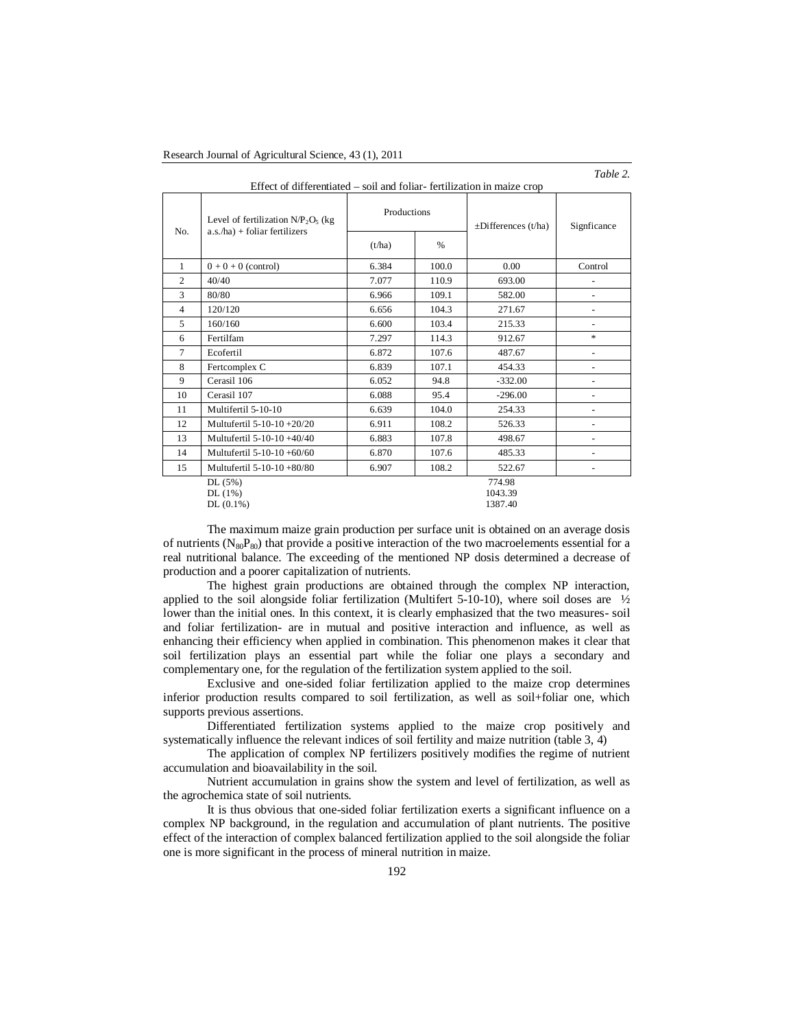*Table 2.*

Effect of differentiated – soil and foliar- fertilization in maize crop

| No. | Level of fertilization $N/P_2O_5$ (kg a.s./ha) + foliar fertilizers | Productions | | ±Differences (t/ha) | Signficance |
|---|---|---|---|---|---|
| | | (t/ha) | % | | |
| 1 | 0 + 0 + 0 (control) | 6.384 | 100.0 | 0.00 | Control |
| 2 | 40/40 | 7.077 | 110.9 | 693.00 | - |
| 3 | 80/80 | 6.966 | 109.1 | 582.00 | - |
| 4 | 120/120 | 6.656 | 104.3 | 271.67 | - |
| 5 | 160/160 | 6.600 | 103.4 | 215.33 | - |
| 6 | Fertilfam | 7.297 | 114.3 | 912.67 | * |
| 7 | Ecofertil | 6.872 | 107.6 | 487.67 | - |
| 8 | Fertcomplex C | 6.839 | 107.1 | 454.33 | - |
| 9 | Cerasil 106 | 6.052 | 94.8 | -332.00 | - |
| 10 | Cerasil 107 | 6.088 | 95.4 | -296.00 | - |
| 11 | Multifertil 5-10-10 | 6.639 | 104.0 | 254.33 | - |
| 12 | Multufertil 5-10-10 +20/20 | 6.911 | 108.2 | 526.33 | - |
| 13 | Multufertil 5-10-10 +40/40 | 6.883 | 107.8 | 498.67 | - |
| 14 | Multufertil 5-10-10 +60/60 | 6.870 | 107.6 | 485.33 | - |
| 15 | Multufertil 5-10-10 +80/80 | 6.907 | 108.2 | 522.67 | - |
| | DL (5%) | | | 774.98 | |
| | DL (1%) | | | 1043.39 | |
| | DL (0.1%) | | | 1387.40 | |

The maximum maize grain production per surface unit is obtained on an average dosis of nutrients ($N_{80}P_{80}$) that provide a positive interaction of the two macroelements essential for a real nutritional balance. The exceeding of the mentioned NP dosis determined a decrease of production and a poorer capitalization of nutrients.

The highest grain productions are obtained through the complex NP interaction, applied to the soil alongside foliar fertilization (Multifert 5-10-10), where soil doses are ½ lower than the initial ones. In this context, it is clearly emphasized that the two measures- soil and foliar fertilization- are in mutual and positive interaction and influence, as well as enhancing their efficiency when applied in combination. This phenomenon makes it clear that soil fertilization plays an essential part while the foliar one plays a secondary and complementary one, for the regulation of the fertilization system applied to the soil.

Exclusive and one-sided foliar fertilization applied to the maize crop determines inferior production results compared to soil fertilization, as well as soil+foliar one, which supports previous assertions.

Differentiated fertilization systems applied to the maize crop positively and systematically influence the relevant indices of soil fertility and maize nutrition (table 3, 4)

The application of complex NP fertilizers positively modifies the regime of nutrient accumulation and bioavailability in the soil.

Nutrient accumulation in grains show the system and level of fertilization, as well as the agrochemica state of soil nutrients.

It is thus obvious that one-sided foliar fertilization exerts a significant influence on a complex NP background, in the regulation and accumulation of plant nutrients. The positive effect of the interaction of complex balanced fertilization applied to the soil alongside the foliar one is more significant in the process of mineral nutrition in maize.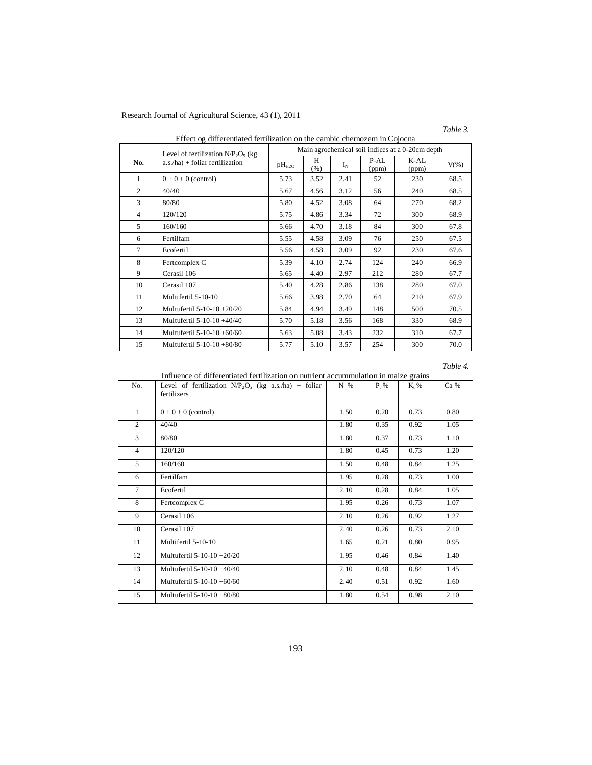*Table 3.*

Effect og differentiated fertilization on the cambic chernozem in Cojocna

| No. | Level of fertilization $N/P_2O_5$ (kg a.s./ha) + foliar fertilization | Main agrochemical soil indices at a 0-20cm depth | | | | | |
|---|---|---|---|---|---|---|---|
| | | $pH_{H2O}$ | H (%) | $I_N$ | P-AL (ppm) | K-AL (ppm) | V(%) |
| 1 | 0 + 0 + 0 (control) | 5.73 | 3.52 | 2.41 | 52 | 230 | 68.5 |
| 2 | 40/40 | 5.67 | 4.56 | 3.12 | 56 | 240 | 68.5 |
| 3 | 80/80 | 5.80 | 4.52 | 3.08 | 64 | 270 | 68.2 |
| 4 | 120/120 | 5.75 | 4.86 | 3.34 | 72 | 300 | 68.9 |
| 5 | 160/160 | 5.66 | 4.70 | 3.18 | 84 | 300 | 67.8 |
| 6 | Fertilfam | 5.55 | 4.58 | 3.09 | 76 | 250 | 67.5 |
| 7 | Ecofertil | 5.56 | 4.58 | 3.09 | 92 | 230 | 67.6 |
| 8 | Fertcomplex C | 5.39 | 4.10 | 2.74 | 124 | 240 | 66.9 |
| 9 | Cerasil 106 | 5.65 | 4.40 | 2.97 | 212 | 280 | 67.7 |
| 10 | Cerasil 107 | 5.40 | 4.28 | 2.86 | 138 | 280 | 67.0 |
| 11 | Multifertil 5-10-10 | 5.66 | 3.98 | 2.70 | 64 | 210 | 67.9 |
| 12 | Multufertil 5-10-10 +20/20 | 5.84 | 4.94 | 3.49 | 148 | 500 | 70.5 |
| 13 | Multufertil 5-10-10 +40/40 | 5.70 | 5.18 | 3.56 | 168 | 330 | 68.9 |
| 14 | Multufertil 5-10-10 +60/60 | 5.63 | 5.08 | 3.43 | 232 | 310 | 67.7 |
| 15 | Multufertil 5-10-10 +80/80 | 5.77 | 5.10 | 3.57 | 254 | 300 | 70.0 |

*Table 4.*

Influence of differentiated fertilization on nutrient accummulation in maize grains

| No. | Level of fertilization $N/P_2O_5$ (kg a.s./ha) + foliar fertilizers | N % | $P_t$ % | $K_t$ % | Ca % |
|---|---|---|---|---|---|
| 1 | 0 + 0 + 0 (control) | 1.50 | 0.20 | 0.73 | 0.80 |
| 2 | 40/40 | 1.80 | 0.35 | 0.92 | 1.05 |
| 3 | 80/80 | 1.80 | 0.37 | 0.73 | 1.10 |
| 4 | 120/120 | 1.80 | 0.45 | 0.73 | 1.20 |
| 5 | 160/160 | 1.50 | 0.48 | 0.84 | 1.25 |
| 6 | Fertilfam | 1.95 | 0.28 | 0.73 | 1.00 |
| 7 | Ecofertil | 2.10 | 0.28 | 0.84 | 1.05 |
| 8 | Fertcomplex C | 1.95 | 0.26 | 0.73 | 1.07 |
| 9 | Cerasil 106 | 2.10 | 0.26 | 0.92 | 1.27 |
| 10 | Cerasil 107 | 2.40 | 0.26 | 0.73 | 2.10 |
| 11 | Multifertil 5-10-10 | 1.65 | 0.21 | 0.80 | 0.95 |
| 12 | Multufertil 5-10-10 +20/20 | 1.95 | 0.46 | 0.84 | 1.40 |
| 13 | Multufertil 5-10-10 +40/40 | 2.10 | 0.48 | 0.84 | 1.45 |
| 14 | Multufertil 5-10-10 +60/60 | 2.40 | 0.51 | 0.92 | 1.60 |
| 15 | Multufertil 5-10-10 +80/80 | 1.80 | 0.54 | 0.98 | 2.10 |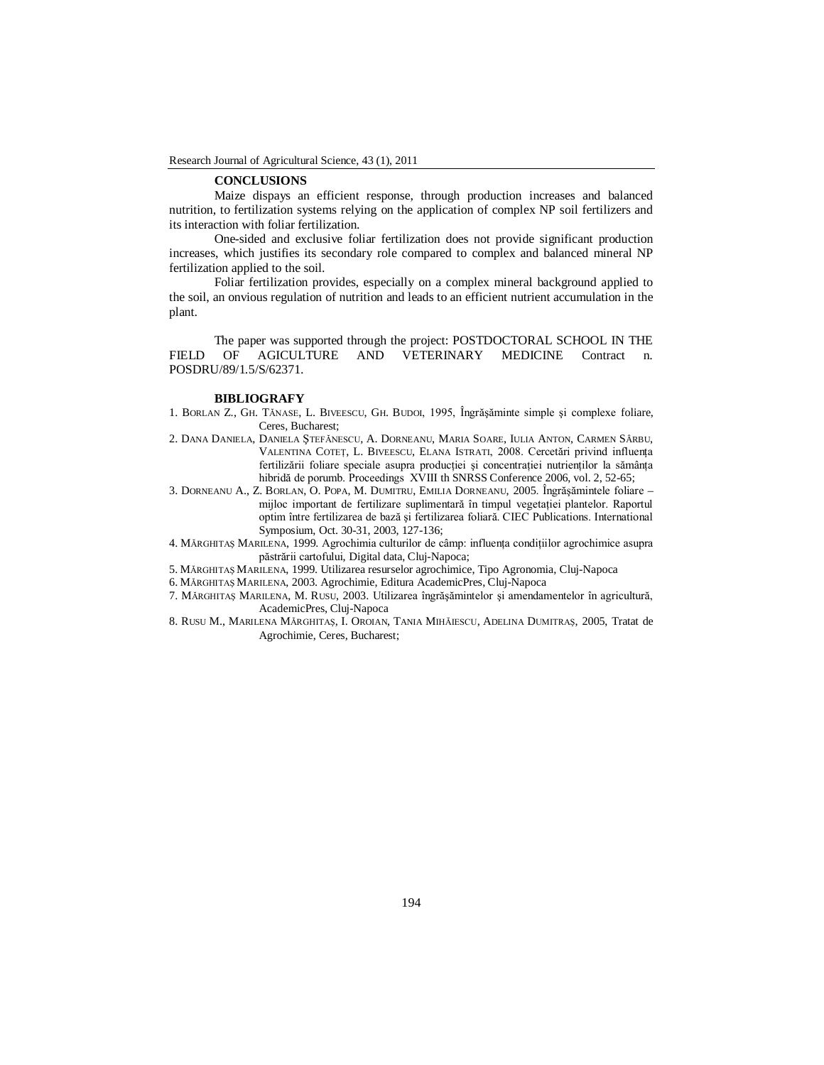**CONCLUSIONS**

Maize dispays an efficient response, through production increases and balanced nutrition, to fertilization systems relying on the application of complex NP soil fertilizers and its interaction with foliar fertilization.

One-sided and exclusive foliar fertilization does not provide significant production increases, which justifies its secondary role compared to complex and balanced mineral NP fertilization applied to the soil.

Foliar fertilization provides, especially on a complex mineral background applied to the soil, an onvious regulation of nutrition and leads to an efficient nutrient accumulation in the plant.

The paper was supported through the project: POSTDOCTORAL SCHOOL IN THE FIELD OF AGICULTURE AND VETERINARY MEDICINE Contract n. POSDRU/89/1.5/S/62371.

**BIBLIOGRAFY**

1. BORLAN Z., GH. TĂNASE, L. BIVEESCU, GH. BUDOI, 1995, Îngrăşăminte simple şi complexe foliare, Ceres, Bucharest;
2. DANA DANIELA, DANIELA ŞTEFĂNESCU, A. DORNEANU, MARIA SOARE, IULIA ANTON, CARMEN SÂRBU, VALENTINA COTEŢ, L. BIVEESCU, ELANA ISTRATI, 2008. Cercetări privind influenţa fertilizării foliare speciale asupra producţiei şi concentraţiei nutrienţilor la sămânţa hibridă de porumb. Proceedings XVIII th SNRSS Conference 2006, vol. 2, 52-65;
3. DORNEANU A., Z. BORLAN, O. POPA, M. DUMITRU, EMILIA DORNEANU, 2005. Îngrăşămintele foliare – mijloc important de fertilizare suplimentară în timpul vegetaţiei plantelor. Raportul optim între fertilizarea de bază şi fertilizarea foliară. CIEC Publications. International Symposium, Oct. 30-31, 2003, 127-136;
4. MĂRGHITAŞ MARILENA, 1999. Agrochimia culturilor de câmp: influenţa condiţiilor agrochimice asupra păstrării cartofului, Digital data, Cluj-Napoca;
5. MĂRGHITAŞ MARILENA, 1999. Utilizarea resurselor agrochimice, Tipo Agronomia, Cluj-Napoca
6. MĂRGHITAŞ MARILENA, 2003. Agrochimie, Editura AcademicPres, Cluj-Napoca
7. MĂRGHITAŞ MARILENA, M. RUSU, 2003. Utilizarea îngrăşămintelor şi amendamentelor în agricultură, AcademicPres, Cluj-Napoca
8. RUSU M., MARILENA MĂRGHITAŞ, I. OROIAN, TANIA MIHĂIESCU, ADELINA DUMITRAŞ, 2005, Tratat de Agrochimie, Ceres, Bucharest;